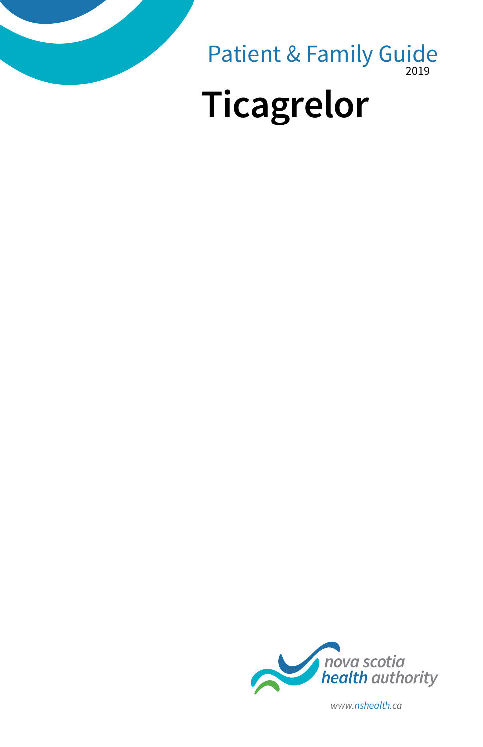Patient & Family Guide

2019

# Ticagrelor

nova scotia
health authority

www.nshealth.ca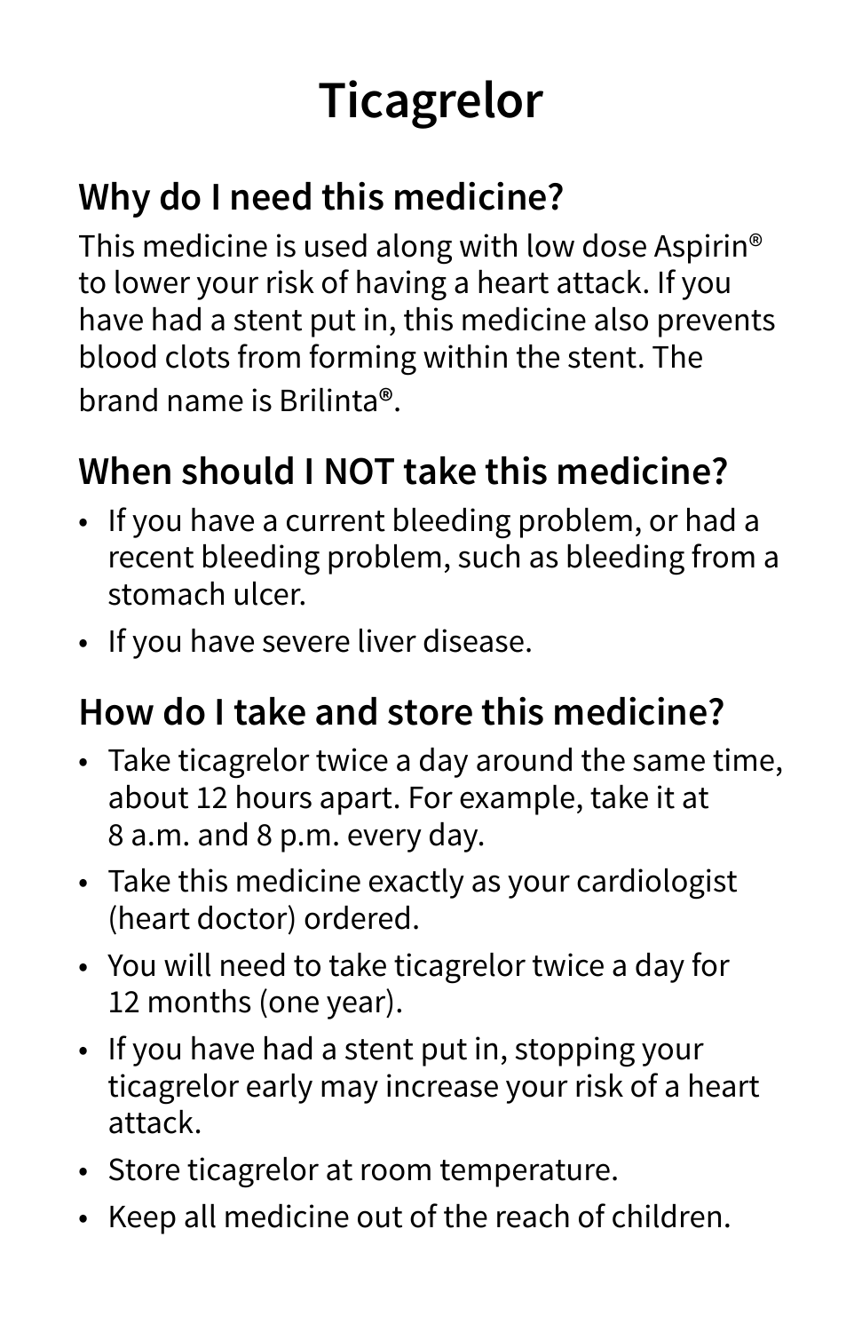# Ticagrelor

## Why do I need this medicine?

This medicine is used along with low dose Aspirin® to lower your risk of having a heart attack. If you have had a stent put in, this medicine also prevents blood clots from forming within the stent. The brand name is Brilinta®.

## When should I NOT take this medicine?

- If you have a current bleeding problem, or had a recent bleeding problem, such as bleeding from a stomach ulcer.
- If you have severe liver disease.

## How do I take and store this medicine?

- Take ticagrelor twice a day around the same time, about 12 hours apart. For example, take it at 8 a.m. and 8 p.m. every day.
- Take this medicine exactly as your cardiologist (heart doctor) ordered.
- You will need to take ticagrelor twice a day for 12 months (one year).
- If you have had a stent put in, stopping your ticagrelor early may increase your risk of a heart attack.
- Store ticagrelor at room temperature.
- Keep all medicine out of the reach of children.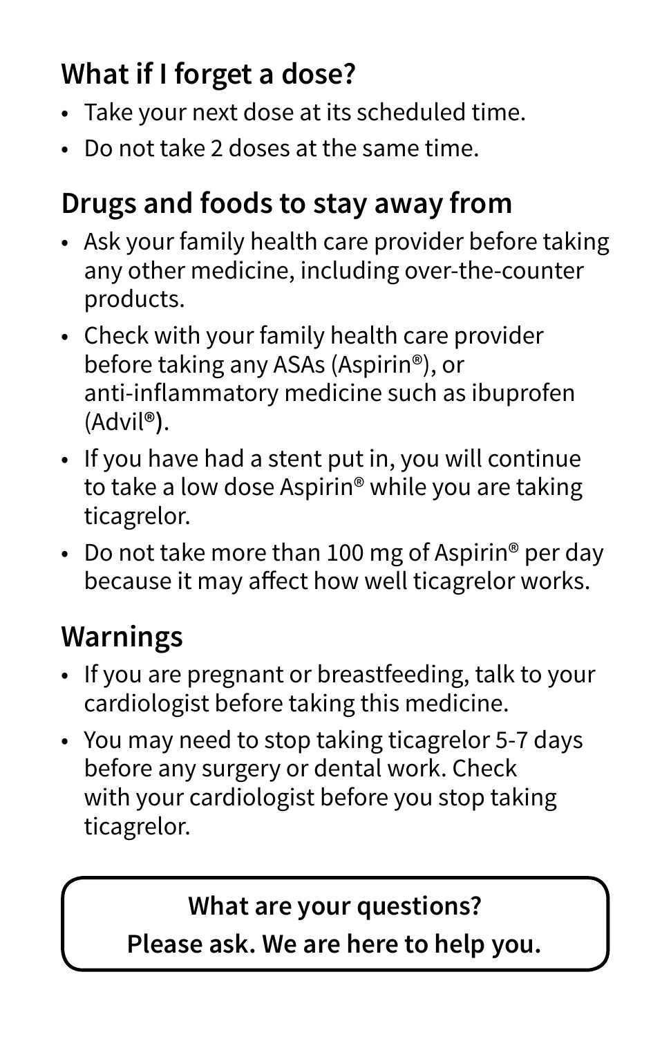## What if I forget a dose?

- Take your next dose at its scheduled time.
- Do not take 2 doses at the same time.

## Drugs and foods to stay away from

- Ask your family health care provider before taking any other medicine, including over-the-counter products.
- Check with your family health care provider before taking any ASAs (Aspirin®), or anti-inflammatory medicine such as ibuprofen (Advil®).
- If you have had a stent put in, you will continue to take a low dose Aspirin® while you are taking ticagrelor.
- Do not take more than 100 mg of Aspirin® per day because it may affect how well ticagrelor works.

## Warnings

- If you are pregnant or breastfeeding, talk to your cardiologist before taking this medicine.
- You may need to stop taking ticagrelor 5-7 days before any surgery or dental work. Check with your cardiologist before you stop taking ticagrelor.

**What are your questions?**
**Please ask. We are here to help you.**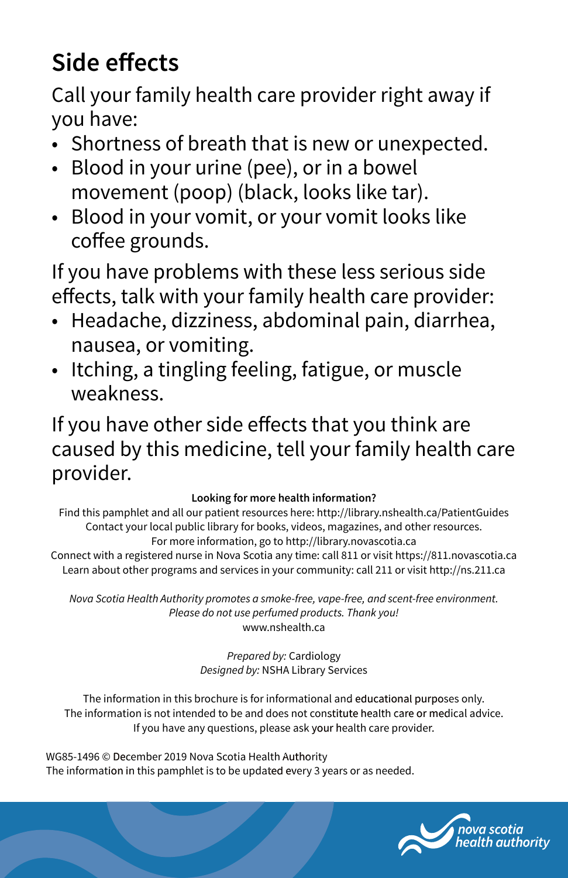# Side effects

Call your family health care provider right away if you have:

- Shortness of breath that is new or unexpected.
- Blood in your urine (pee), or in a bowel movement (poop) (black, looks like tar).
- Blood in your vomit, or your vomit looks like coffee grounds.

If you have problems with these less serious side effects, talk with your family health care provider:

- Headache, dizziness, abdominal pain, diarrhea, nausea, or vomiting.
- Itching, a tingling feeling, fatigue, or muscle weakness.

If you have other side effects that you think are caused by this medicine, tell your family health care provider.

**Looking for more health information?**

Find this pamphlet and all our patient resources here: http://library.nshealth.ca/PatientGuides
Contact your local public library for books, videos, magazines, and other resources.
For more information, go to http://library.novascotia.ca
Connect with a registered nurse in Nova Scotia any time: call 811 or visit https://811.novascotia.ca
Learn about other programs and services in your community: call 211 or visit http://ns.211.ca

*Nova Scotia Health Authority promotes a smoke-free, vape-free, and scent-free environment. Please do not use perfumed products. Thank you!*
www.nshealth.ca

*Prepared by:* Cardiology
*Designed by:* NSHA Library Services

The information in this brochure is for informational and educational purposes only.
The information is not intended to be and does not constitute health care or medical advice.
If you have any questions, please ask your health care provider.

WG85-1496 © December 2019 Nova Scotia Health Authority
The information in this pamphlet is to be updated every 3 years or as needed.

nova scotia health authority